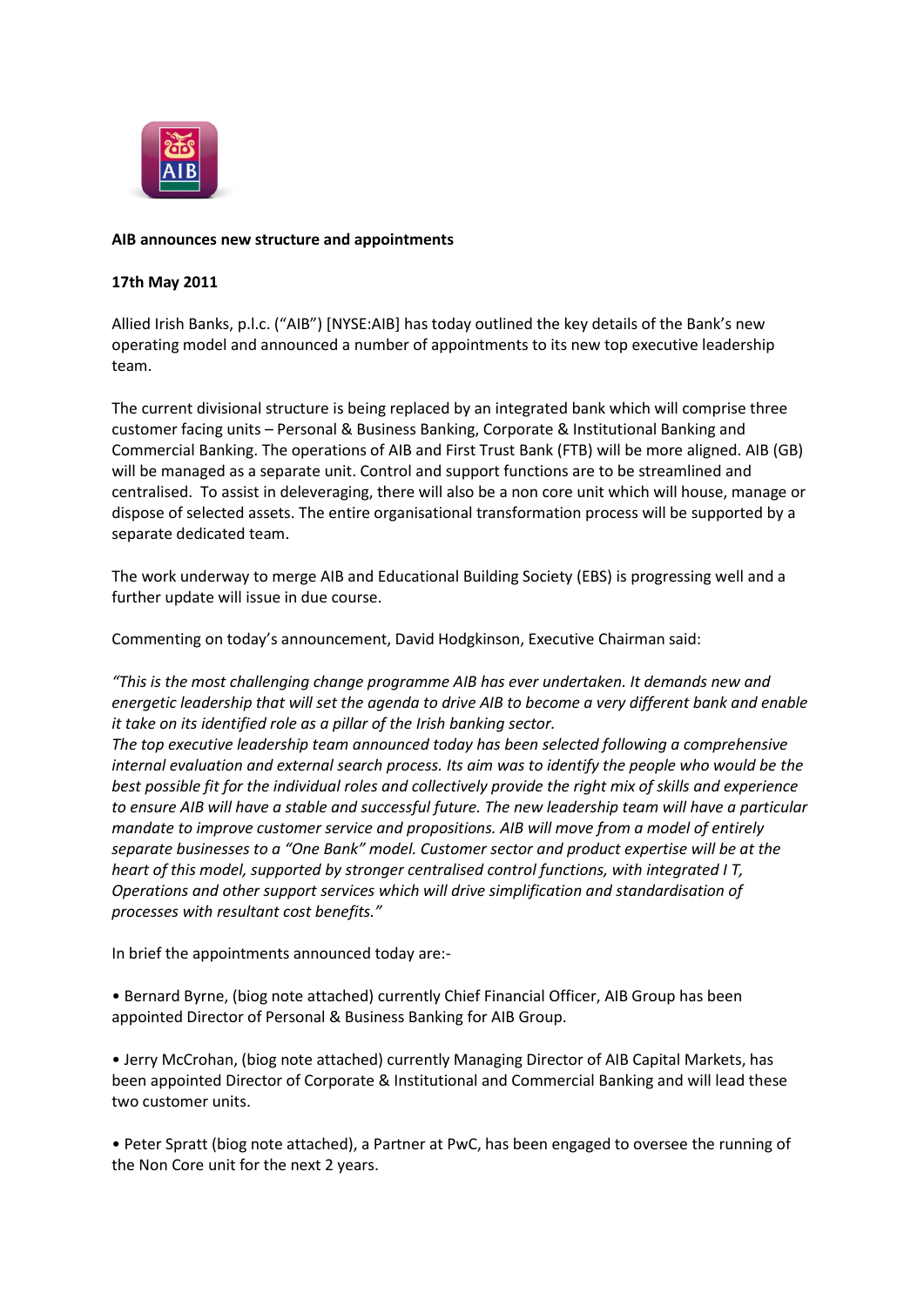**AIB announces new structure and appointments**

**17th May 2011**

Allied Irish Banks, p.l.c. ("AIB") [NYSE:AIB] has today outlined the key details of the Bank's new operating model and announced a number of appointments to its new top executive leadership team.

The current divisional structure is being replaced by an integrated bank which will comprise three customer facing units – Personal & Business Banking, Corporate & Institutional Banking and Commercial Banking. The operations of AIB and First Trust Bank (FTB) will be more aligned. AIB (GB) will be managed as a separate unit. Control and support functions are to be streamlined and centralised. To assist in deleveraging, there will also be a non core unit which will house, manage or dispose of selected assets. The entire organisational transformation process will be supported by a separate dedicated team.

The work underway to merge AIB and Educational Building Society (EBS) is progressing well and a further update will issue in due course.

Commenting on today's announcement, David Hodgkinson, Executive Chairman said:

*"This is the most challenging change programme AIB has ever undertaken. It demands new and energetic leadership that will set the agenda to drive AIB to become a very different bank and enable it take on its identified role as a pillar of the Irish banking sector.*
*The top executive leadership team announced today has been selected following a comprehensive internal evaluation and external search process. Its aim was to identify the people who would be the best possible fit for the individual roles and collectively provide the right mix of skills and experience to ensure AIB will have a stable and successful future. The new leadership team will have a particular mandate to improve customer service and propositions. AIB will move from a model of entirely separate businesses to a "One Bank" model. Customer sector and product expertise will be at the heart of this model, supported by stronger centralised control functions, with integrated I T, Operations and other support services which will drive simplification and standardisation of processes with resultant cost benefits."*

In brief the appointments announced today are:-

- Bernard Byrne, (biog note attached) currently Chief Financial Officer, AIB Group has been appointed Director of Personal & Business Banking for AIB Group.

- Jerry McCrohan, (biog note attached) currently Managing Director of AIB Capital Markets, has been appointed Director of Corporate & Institutional and Commercial Banking and will lead these two customer units.

- Peter Spratt (biog note attached), a Partner at PwC, has been engaged to oversee the running of the Non Core unit for the next 2 years.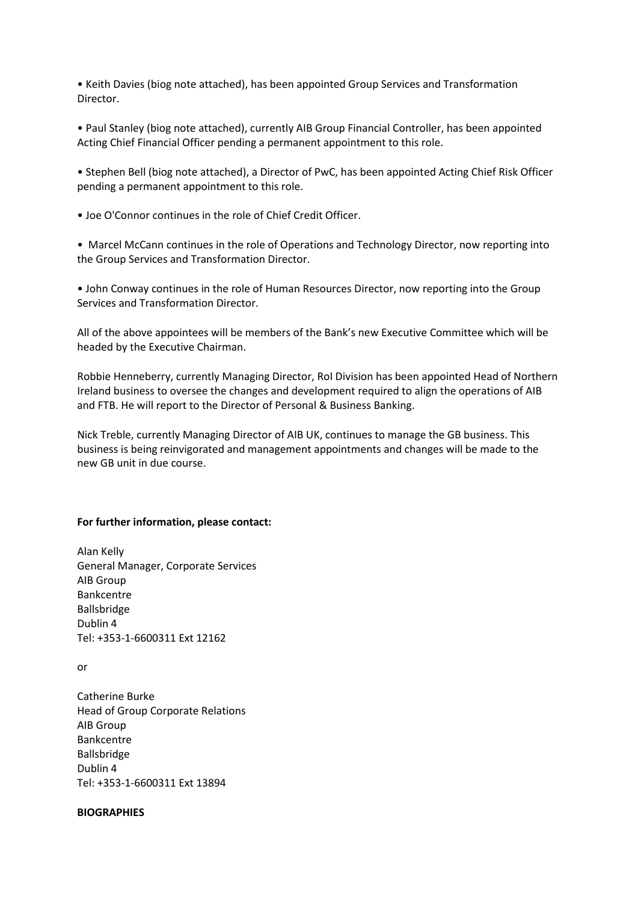- Keith Davies (biog note attached), has been appointed Group Services and Transformation Director.
- Paul Stanley (biog note attached), currently AIB Group Financial Controller, has been appointed Acting Chief Financial Officer pending a permanent appointment to this role.
- Stephen Bell (biog note attached), a Director of PwC, has been appointed Acting Chief Risk Officer pending a permanent appointment to this role.
- Joe O'Connor continues in the role of Chief Credit Officer.
- Marcel McCann continues in the role of Operations and Technology Director, now reporting into the Group Services and Transformation Director.
- John Conway continues in the role of Human Resources Director, now reporting into the Group Services and Transformation Director.

All of the above appointees will be members of the Bank's new Executive Committee which will be headed by the Executive Chairman.

Robbie Henneberry, currently Managing Director, RoI Division has been appointed Head of Northern Ireland business to oversee the changes and development required to align the operations of AIB and FTB. He will report to the Director of Personal & Business Banking.

Nick Treble, currently Managing Director of AIB UK, continues to manage the GB business. This business is being reinvigorated and management appointments and changes will be made to the new GB unit in due course.

**For further information, please contact:**

Alan Kelly
General Manager, Corporate Services
AIB Group
Bankcentre
Ballsbridge
Dublin 4
Tel: +353-1-6600311 Ext 12162

or

Catherine Burke
Head of Group Corporate Relations
AIB Group
Bankcentre
Ballsbridge
Dublin 4
Tel: +353-1-6600311 Ext 13894

**BIOGRAPHIES**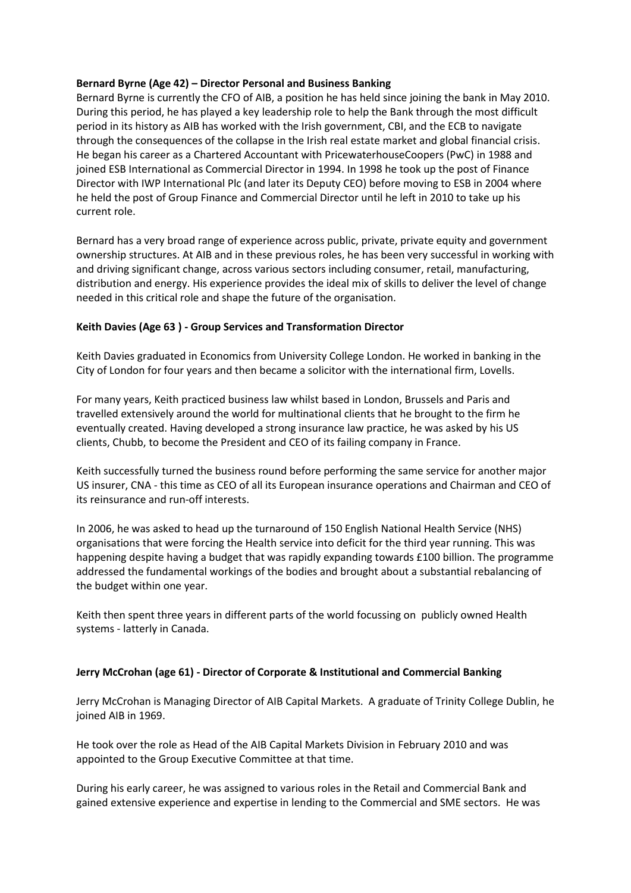**Bernard Byrne (Age 42) – Director Personal and Business Banking**

Bernard Byrne is currently the CFO of AIB, a position he has held since joining the bank in May 2010. During this period, he has played a key leadership role to help the Bank through the most difficult period in its history as AIB has worked with the Irish government, CBI, and the ECB to navigate through the consequences of the collapse in the Irish real estate market and global financial crisis. He began his career as a Chartered Accountant with PricewaterhouseCoopers (PwC) in 1988 and joined ESB International as Commercial Director in 1994. In 1998 he took up the post of Finance Director with IWP International Plc (and later its Deputy CEO) before moving to ESB in 2004 where he held the post of Group Finance and Commercial Director until he left in 2010 to take up his current role.

Bernard has a very broad range of experience across public, private, private equity and government ownership structures. At AIB and in these previous roles, he has been very successful in working with and driving significant change, across various sectors including consumer, retail, manufacturing, distribution and energy. His experience provides the ideal mix of skills to deliver the level of change needed in this critical role and shape the future of the organisation.

**Keith Davies (Age 63 ) - Group Services and Transformation Director**

Keith Davies graduated in Economics from University College London. He worked in banking in the City of London for four years and then became a solicitor with the international firm, Lovells.

For many years, Keith practiced business law whilst based in London, Brussels and Paris and travelled extensively around the world for multinational clients that he brought to the firm he eventually created. Having developed a strong insurance law practice, he was asked by his US clients, Chubb, to become the President and CEO of its failing company in France.

Keith successfully turned the business round before performing the same service for another major US insurer, CNA - this time as CEO of all its European insurance operations and Chairman and CEO of its reinsurance and run-off interests.

In 2006, he was asked to head up the turnaround of 150 English National Health Service (NHS) organisations that were forcing the Health service into deficit for the third year running. This was happening despite having a budget that was rapidly expanding towards £100 billion. The programme addressed the fundamental workings of the bodies and brought about a substantial rebalancing of the budget within one year.

Keith then spent three years in different parts of the world focussing on publicly owned Health systems - latterly in Canada.

**Jerry McCrohan (age 61) - Director of Corporate & Institutional and Commercial Banking**

Jerry McCrohan is Managing Director of AIB Capital Markets. A graduate of Trinity College Dublin, he joined AIB in 1969.

He took over the role as Head of the AIB Capital Markets Division in February 2010 and was appointed to the Group Executive Committee at that time.

During his early career, he was assigned to various roles in the Retail and Commercial Bank and gained extensive experience and expertise in lending to the Commercial and SME sectors. He was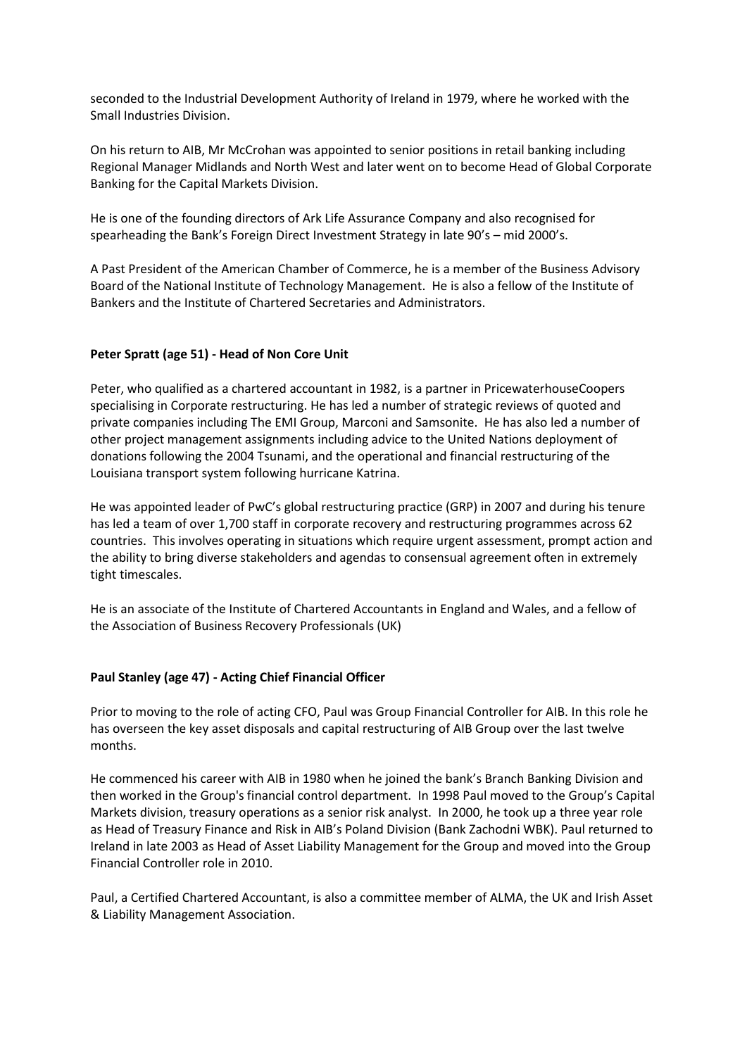seconded to the Industrial Development Authority of Ireland in 1979, where he worked with the Small Industries Division.

On his return to AIB, Mr McCrohan was appointed to senior positions in retail banking including Regional Manager Midlands and North West and later went on to become Head of Global Corporate Banking for the Capital Markets Division.

He is one of the founding directors of Ark Life Assurance Company and also recognised for spearheading the Bank's Foreign Direct Investment Strategy in late 90's – mid 2000's.

A Past President of the American Chamber of Commerce, he is a member of the Business Advisory Board of the National Institute of Technology Management. He is also a fellow of the Institute of Bankers and the Institute of Chartered Secretaries and Administrators.

**Peter Spratt (age 51) - Head of Non Core Unit**

Peter, who qualified as a chartered accountant in 1982, is a partner in PricewaterhouseCoopers specialising in Corporate restructuring. He has led a number of strategic reviews of quoted and private companies including The EMI Group, Marconi and Samsonite. He has also led a number of other project management assignments including advice to the United Nations deployment of donations following the 2004 Tsunami, and the operational and financial restructuring of the Louisiana transport system following hurricane Katrina.

He was appointed leader of PwC's global restructuring practice (GRP) in 2007 and during his tenure has led a team of over 1,700 staff in corporate recovery and restructuring programmes across 62 countries. This involves operating in situations which require urgent assessment, prompt action and the ability to bring diverse stakeholders and agendas to consensual agreement often in extremely tight timescales.

He is an associate of the Institute of Chartered Accountants in England and Wales, and a fellow of the Association of Business Recovery Professionals (UK)

**Paul Stanley (age 47) - Acting Chief Financial Officer**

Prior to moving to the role of acting CFO, Paul was Group Financial Controller for AIB. In this role he has overseen the key asset disposals and capital restructuring of AIB Group over the last twelve months.

He commenced his career with AIB in 1980 when he joined the bank's Branch Banking Division and then worked in the Group's financial control department. In 1998 Paul moved to the Group's Capital Markets division, treasury operations as a senior risk analyst. In 2000, he took up a three year role as Head of Treasury Finance and Risk in AIB's Poland Division (Bank Zachodni WBK). Paul returned to Ireland in late 2003 as Head of Asset Liability Management for the Group and moved into the Group Financial Controller role in 2010.

Paul, a Certified Chartered Accountant, is also a committee member of ALMA, the UK and Irish Asset & Liability Management Association.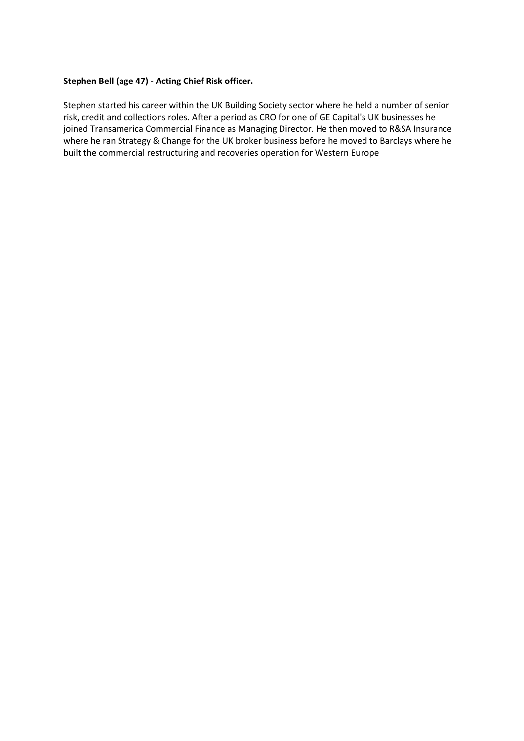**Stephen Bell (age 47) - Acting Chief Risk officer.**

Stephen started his career within the UK Building Society sector where he held a number of senior risk, credit and collections roles. After a period as CRO for one of GE Capital's UK businesses he joined Transamerica Commercial Finance as Managing Director. He then moved to R&SA Insurance where he ran Strategy & Change for the UK broker business before he moved to Barclays where he built the commercial restructuring and recoveries operation for Western Europe